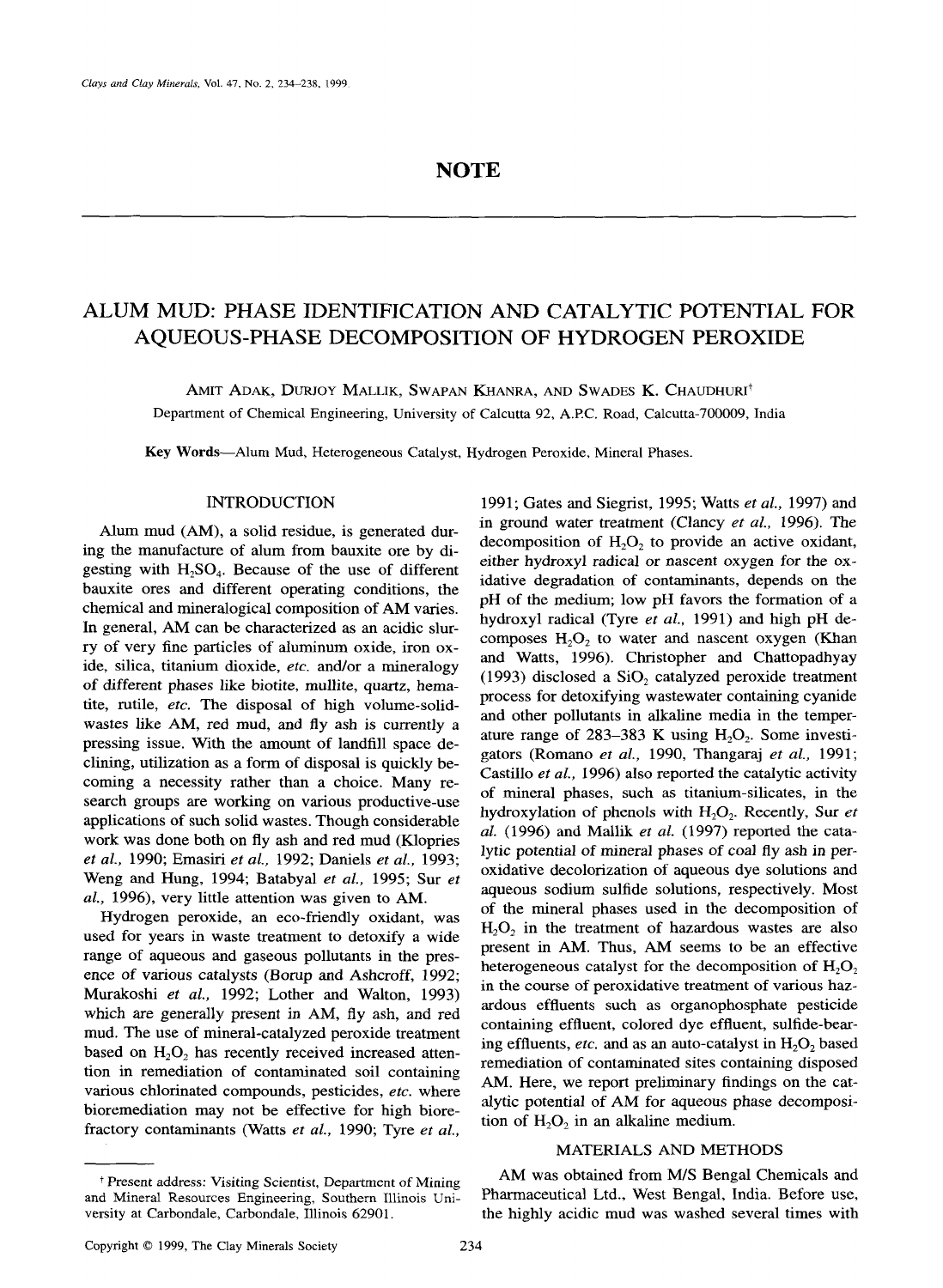## NOTE

# ALUM MUD: PHASE IDENTIFICATION AND CATALYTIC POTENTIAL FOR AQUEOUS-PHASE DECOMPOSITION OF HYDROGEN PEROXIDE

AMIT ADAK, DURJOY MALLIK, SWAPAN KHANRA, AND SWADES K. CHAUDHURI[†]

Department of Chemical Engineering, University of Calcutta 92, A.P.C. Road, Calcutta-700009, India

**Key Words**—Alum Mud, Heterogeneous Catalyst, Hydrogen Peroxide, Mineral Phases.

## INTRODUCTION

Alum mud (AM), a solid residue, is generated during the manufacture of alum from bauxite ore by digesting with $H_2SO_4$. Because of the use of different bauxite ores and different operating conditions, the chemical and mineralogical composition of AM varies. In general, AM can be characterized as an acidic slurry of very fine particles of aluminum oxide, iron oxide, silica, titanium dioxide, *etc.* and/or a mineralogy of different phases like biotite, mullite, quartz, hematite, rutile, *etc.* The disposal of high volume-solid-wastes like AM, red mud, and fly ash is currently a pressing issue. With the amount of landfill space declining, utilization as a form of disposal is quickly becoming a necessity rather than a choice. Many research groups are working on various productive-use applications of such solid wastes. Though considerable work was done both on fly ash and red mud (Klopries *et al.*, 1990; Emasiri *et al.*, 1992; Daniels *et al.*, 1993; Weng and Hung, 1994; Batabyal *et al.*, 1995; Sur *et al.*, 1996), very little attention was given to AM.

Hydrogen peroxide, an eco-friendly oxidant, was used for years in waste treatment to detoxify a wide range of aqueous and gaseous pollutants in the presence of various catalysts (Borup and Ashcroff, 1992; Murakoshi *et al.*, 1992; Lother and Walton, 1993) which are generally present in AM, fly ash, and red mud. The use of mineral-catalyzed peroxide treatment based on $H_2O_2$ has recently received increased attention in remediation of contaminated soil containing various chlorinated compounds, pesticides, *etc.* where bioremediation may not be effective for high biorefractory contaminants (Watts *et al.*, 1990; Tyre *et al.*, 1991; Gates and Siegrist, 1995; Watts *et al.*, 1997) and in ground water treatment (Clancy *et al.*, 1996). The decomposition of $H_2O_2$ to provide an active oxidant, either hydroxyl radical or nascent oxygen for the oxidative degradation of contaminants, depends on the pH of the medium; low pH favors the formation of a hydroxyl radical (Tyre *et al.*, 1991) and high pH decomposes $H_2O_2$ to water and nascent oxygen (Khan and Watts, 1996). Christopher and Chattopadhyay (1993) disclosed a $SiO_2$ catalyzed peroxide treatment process for detoxifying wastewater containing cyanide and other pollutants in alkaline media in the temperature range of 283–383 K using $H_2O_2$. Some investigators (Romano *et al.*, 1990, Thangaraj *et al.*, 1991; Castillo *et al.*, 1996) also reported the catalytic activity of mineral phases, such as titanium-silicates, in the hydroxylation of phenols with $H_2O_2$. Recently, Sur *et al.* (1996) and Mallik *et al.* (1997) reported the catalytic potential of mineral phases of coal fly ash in peroxidative decolorization of aqueous dye solutions and aqueous sodium sulfide solutions, respectively. Most of the mineral phases used in the decomposition of $H_2O_2$ in the treatment of hazardous wastes are also present in AM. Thus, AM seems to be an effective heterogeneous catalyst for the decomposition of $H_2O_2$ in the course of peroxidative treatment of various hazardous effluents such as organophosphate pesticide containing effluent, colored dye effluent, sulfide-bearing effluents, *etc.* and as an auto-catalyst in $H_2O_2$ based remediation of contaminated sites containing disposed AM. Here, we report preliminary findings on the catalytic potential of AM for aqueous phase decomposition of $H_2O_2$ in an alkaline medium.

## MATERIALS AND METHODS

AM was obtained from M/S Bengal Chemicals and Pharmaceutical Ltd., West Bengal, India. Before use, the highly acidic mud was washed several times with

[†] Present address: Visiting Scientist, Department of Mining and Mineral Resources Engineering, Southern Illinois University at Carbondale, Carbondale, Illinois 62901.

Copyright © 1999, The Clay Minerals Society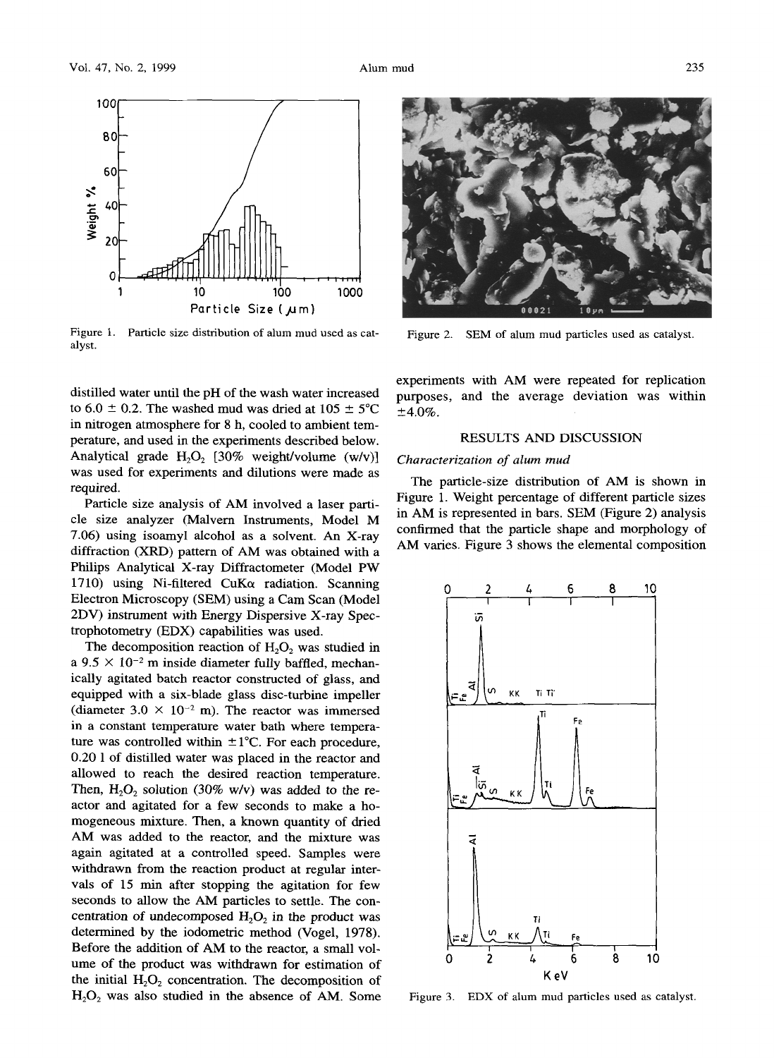Figure 1. Particle size distribution of alum mud used as catalyst.

Figure 2. SEM of alum mud particles used as catalyst.

distilled water until the pH of the wash water increased to 6.0 ± 0.2. The washed mud was dried at 105 ± 5°C in nitrogen atmosphere for 8 h, cooled to ambient temperature, and used in the experiments described below. Analytical grade $H_2O_2$ [30% weight/volume (w/v)] was used for experiments and dilutions were made as required.

Particle size analysis of AM involved a laser particle size analyzer (Malvern Instruments, Model M 7.06) using isoamyl alcohol as a solvent. An X-ray diffraction (XRD) pattern of AM was obtained with a Philips Analytical X-ray Diffractometer (Model PW 1710) using Ni-filtered CuKα radiation. Scanning Electron Microscopy (SEM) using a Cam Scan (Model 2DV) instrument with Energy Dispersive X-ray Spectrophotometry (EDX) capabilities was used.

The decomposition reaction of $H_2O_2$ was studied in a $9.5 \times 10^{-2}$ m inside diameter fully baffled, mechanically agitated batch reactor constructed of glass, and equipped with a six-blade glass disc-turbine impeller (diameter $3.0 \times 10^{-2}$ m). The reactor was immersed in a constant temperature water bath where temperature was controlled within ±1°C. For each procedure, 0.20 l of distilled water was placed in the reactor and allowed to reach the desired reaction temperature. Then, $H_2O_2$ solution (30% w/v) was added to the reactor and agitated for a few seconds to make a homogeneous mixture. Then, a known quantity of dried AM was added to the reactor, and the mixture was again agitated at a controlled speed. Samples were withdrawn from the reaction product at regular intervals of 15 min after stopping the agitation for few seconds to allow the AM particles to settle. The concentration of undecomposed $H_2O_2$ in the product was determined by the iodometric method (Vogel, 1978). Before the addition of AM to the reactor, a small volume of the product was withdrawn for estimation of the initial $H_2O_2$ concentration. The decomposition of $H_2O_2$ was also studied in the absence of AM. Some experiments with AM were repeated for replication purposes, and the average deviation was within ±4.0%.

## RESULTS AND DISCUSSION

### *Characterization of alum mud*

The particle-size distribution of AM is shown in Figure 1. Weight percentage of different particle sizes in AM is represented in bars. SEM (Figure 2) analysis confirmed that the particle shape and morphology of AM varies. Figure 3 shows the elemental composition

Figure 3. EDX of alum mud particles used as catalyst.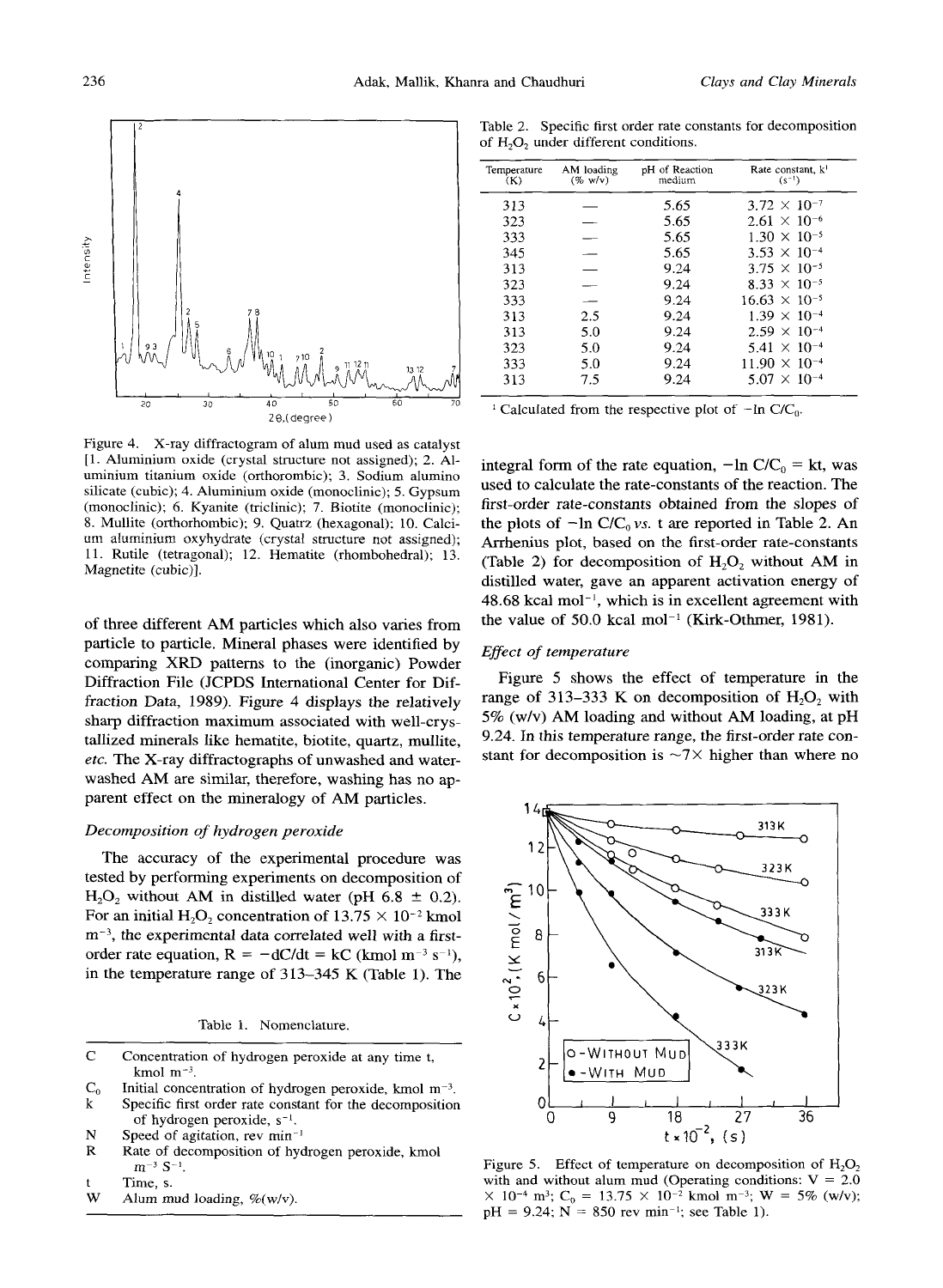Figure 4. X-ray diffractogram of alum mud used as catalyst [1. Aluminium oxide (crystal structure not assigned); 2. Aluminium titanium oxide (orthorombic); 3. Sodium alumino silicate (cubic); 4. Aluminium oxide (monoclinic); 5. Gypsum (monoclinic); 6. Kyanite (triclinic); 7. Biotite (monoclinic); 8. Mullite (orthorhombic); 9. Quatrz (hexagonal); 10. Calcium aluminium oxyhydrate (crystal structure not assigned); 11. Rutile (tetragonal); 12. Hematite (rhombohedral); 13. Magnetite (cubic)].

of three different AM particles which also varies from particle to particle. Mineral phases were identified by comparing XRD patterns to the (inorganic) Powder Diffraction File (JCPDS International Center for Diffraction Data, 1989). Figure 4 displays the relatively sharp diffraction maximum associated with well-crystallized minerals like hematite, biotite, quartz, mullite, *etc.* The X-ray diffractographs of unwashed and water-washed AM are similar, therefore, washing has no apparent effect on the mineralogy of AM particles.

### *Decomposition of hydrogen peroxide*

The accuracy of the experimental procedure was tested by performing experiments on decomposition of $H_2O_2$ without AM in distilled water (pH 6.8 ± 0.2). For an initial $H_2O_2$ concentration of $13.75 \times 10^{-2}$ kmol m$^{-3}$, the experimental data correlated well with a first-order rate equation, $R = -dC/dt = kC$ (kmol m$^{-3}$ s$^{-1}$), in the temperature range of 313–345 K (Table 1). The

Table 1. Nomenclature.

| | |
|---|---|
| C | Concentration of hydrogen peroxide at any time t, kmol m$^{-3}$. |
| $C_0$ | Initial concentration of hydrogen peroxide, kmol m$^{-3}$. |
| k | Specific first order rate constant for the decomposition of hydrogen peroxide, s$^{-1}$. |
| N | Speed of agitation, rev min$^{-1}$ |
| R | Rate of decomposition of hydrogen peroxide, kmol m$^{-3}$ S$^{-1}$. |
| t | Time, s. |
| W | Alum mud loading, %(w/v). |

Table 2. Specific first order rate constants for decomposition of $H_2O_2$ under different conditions.

| Temperature (K) | AM loading (% w/v) | pH of Reaction medium | Rate constant, k[1] (s$^{-1}$) |
|---|---|---|---|
| 313 | — | 5.65 | $3.72 \times 10^{-7}$ |
| 323 | — | 5.65 | $2.61 \times 10^{-6}$ |
| 333 | — | 5.65 | $1.30 \times 10^{-5}$ |
| 345 | — | 5.65 | $3.53 \times 10^{-4}$ |
| 313 | — | 9.24 | $3.75 \times 10^{-5}$ |
| 323 | — | 9.24 | $8.33 \times 10^{-5}$ |
| 333 | — | 9.24 | $16.63 \times 10^{-5}$ |
| 313 | 2.5 | 9.24 | $1.39 \times 10^{-4}$ |
| 313 | 5.0 | 9.24 | $2.59 \times 10^{-4}$ |
| 323 | 5.0 | 9.24 | $5.41 \times 10^{-4}$ |
| 333 | 5.0 | 9.24 | $11.90 \times 10^{-4}$ |
| 313 | 7.5 | 9.24 | $5.07 \times 10^{-4}$ |

[1] Calculated from the respective plot of $-\ln C/C_0$.

integral form of the rate equation, $-\ln C/C_0 = kt$, was used to calculate the rate-constants of the reaction. The first-order rate-constants obtained from the slopes of the plots of $-\ln C/C_0$ *vs.* t are reported in Table 2. An Arrhenius plot, based on the first-order rate-constants (Table 2) for decomposition of $H_2O_2$ without AM in distilled water, gave an apparent activation energy of 48.68 kcal mol$^{-1}$, which is in excellent agreement with the value of 50.0 kcal mol$^{-1}$ (Kirk-Othmer, 1981).

### *Effect of temperature*

Figure 5 shows the effect of temperature in the range of 313–333 K on decomposition of $H_2O_2$ with 5% (w/v) AM loading and without AM loading, at pH 9.24. In this temperature range, the first-order rate constant for decomposition is ~7× higher than where no

Figure 5. Effect of temperature on decomposition of $H_2O_2$ with and without alum mud (Operating conditions: $V = 2.0 \times 10^{-4}$ m$^3$; $C_0 = 13.75 \times 10^{-2}$ kmol m$^{-3}$; W = 5% (w/v); pH = 9.24; N = 850 rev min$^{-1}$; see Table 1).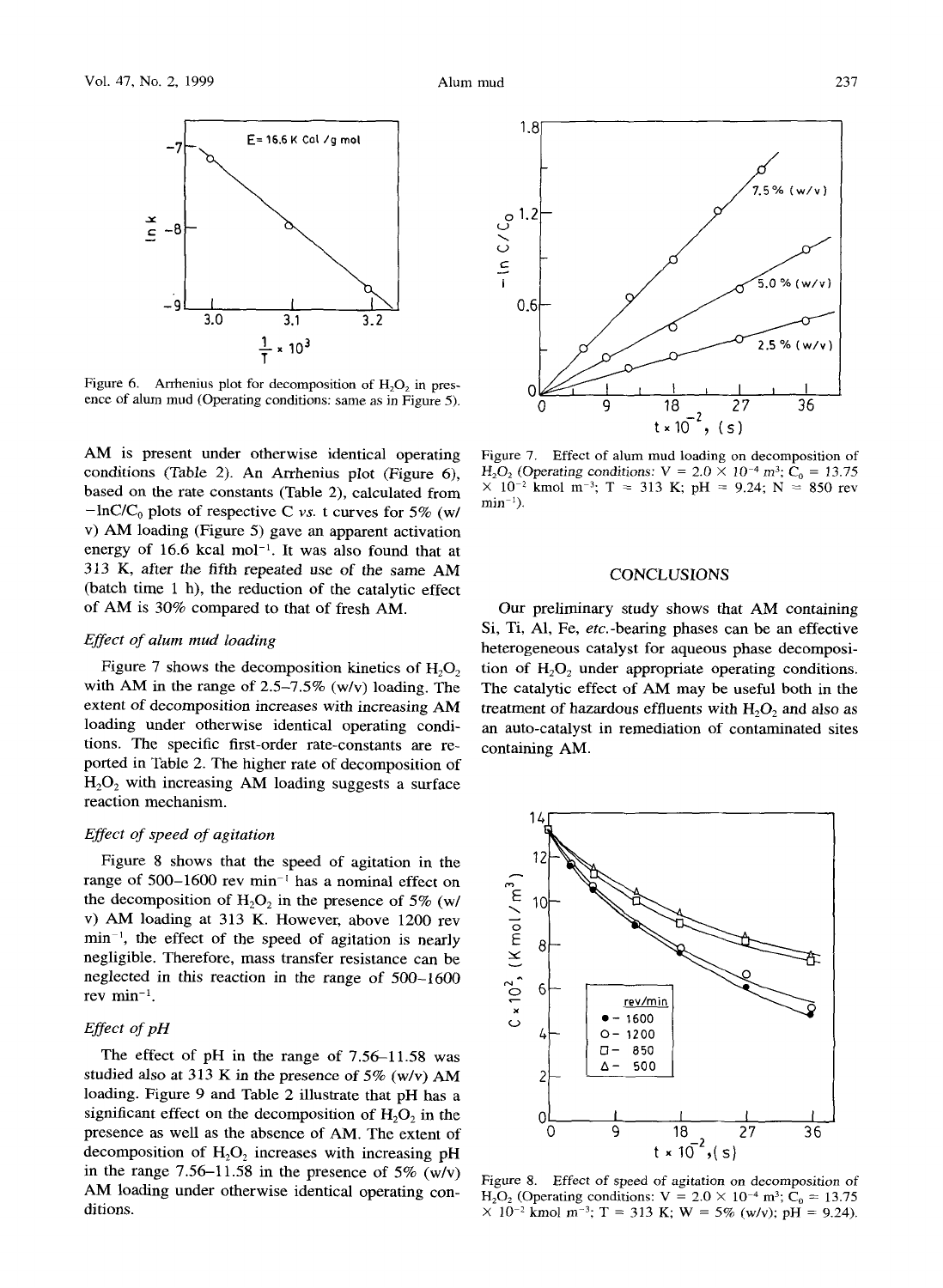Figure 6. Arrhenius plot for decomposition of $H_2O_2$ in presence of alum mud (Operating conditions: same as in Figure 5).

AM is present under otherwise identical operating conditions (Table 2). An Arrhenius plot (Figure 6), based on the rate constants (Table 2), calculated from $-\ln C/C_0$ plots of respective C *vs.* t curves for 5% (w/v) AM loading (Figure 5) gave an apparent activation energy of 16.6 kcal $mol^{-1}$. It was also found that at 313 K, after the fifth repeated use of the same AM (batch time 1 h), the reduction of the catalytic effect of AM is 30% compared to that of fresh AM.

*Effect of alum mud loading*

Figure 7 shows the decomposition kinetics of $H_2O_2$ with AM in the range of 2.5–7.5% (w/v) loading. The extent of decomposition increases with increasing AM loading under otherwise identical operating conditions. The specific first-order rate-constants are reported in Table 2. The higher rate of decomposition of $H_2O_2$ with increasing AM loading suggests a surface reaction mechanism.

*Effect of speed of agitation*

Figure 8 shows that the speed of agitation in the range of 500–1600 rev $min^{-1}$ has a nominal effect on the decomposition of $H_2O_2$ in the presence of 5% (w/v) AM loading at 313 K. However, above 1200 rev $min^{-1}$, the effect of the speed of agitation is nearly negligible. Therefore, mass transfer resistance can be neglected in this reaction in the range of 500–1600 rev $min^{-1}$.

*Effect of pH*

The effect of pH in the range of 7.56–11.58 was studied also at 313 K in the presence of 5% (w/v) AM loading. Figure 9 and Table 2 illustrate that pH has a significant effect on the decomposition of $H_2O_2$ in the presence as well as the absence of AM. The extent of decomposition of $H_2O_2$ increases with increasing pH in the range 7.56–11.58 in the presence of 5% (w/v) AM loading under otherwise identical operating conditions.

Figure 7. Effect of alum mud loading on decomposition of $H_2O_2$ (Operating conditions: $V = 2.0 \times 10^{-4}$ $m^3$; $C_0 = 13.75 \times 10^{-2}$ kmol $m^{-3}$; $T = 313$ K; pH = 9.24; N = 850 rev $min^{-1}$).

## CONCLUSIONS

Our preliminary study shows that AM containing Si, Ti, Al, Fe, *etc.*-bearing phases can be an effective heterogeneous catalyst for aqueous phase decomposition of $H_2O_2$ under appropriate operating conditions. The catalytic effect of AM may be useful both in the treatment of hazardous effluents with $H_2O_2$ and also as an auto-catalyst in remediation of contaminated sites containing AM.

Figure 8. Effect of speed of agitation on decomposition of $H_2O_2$ (Operating conditions: $V = 2.0 \times 10^{-4}$ $m^3$; $C_0 = 13.75 \times 10^{-2}$ kmol $m^{-3}$; $T = 313$ K; $W = 5\%$ (w/v); pH = 9.24).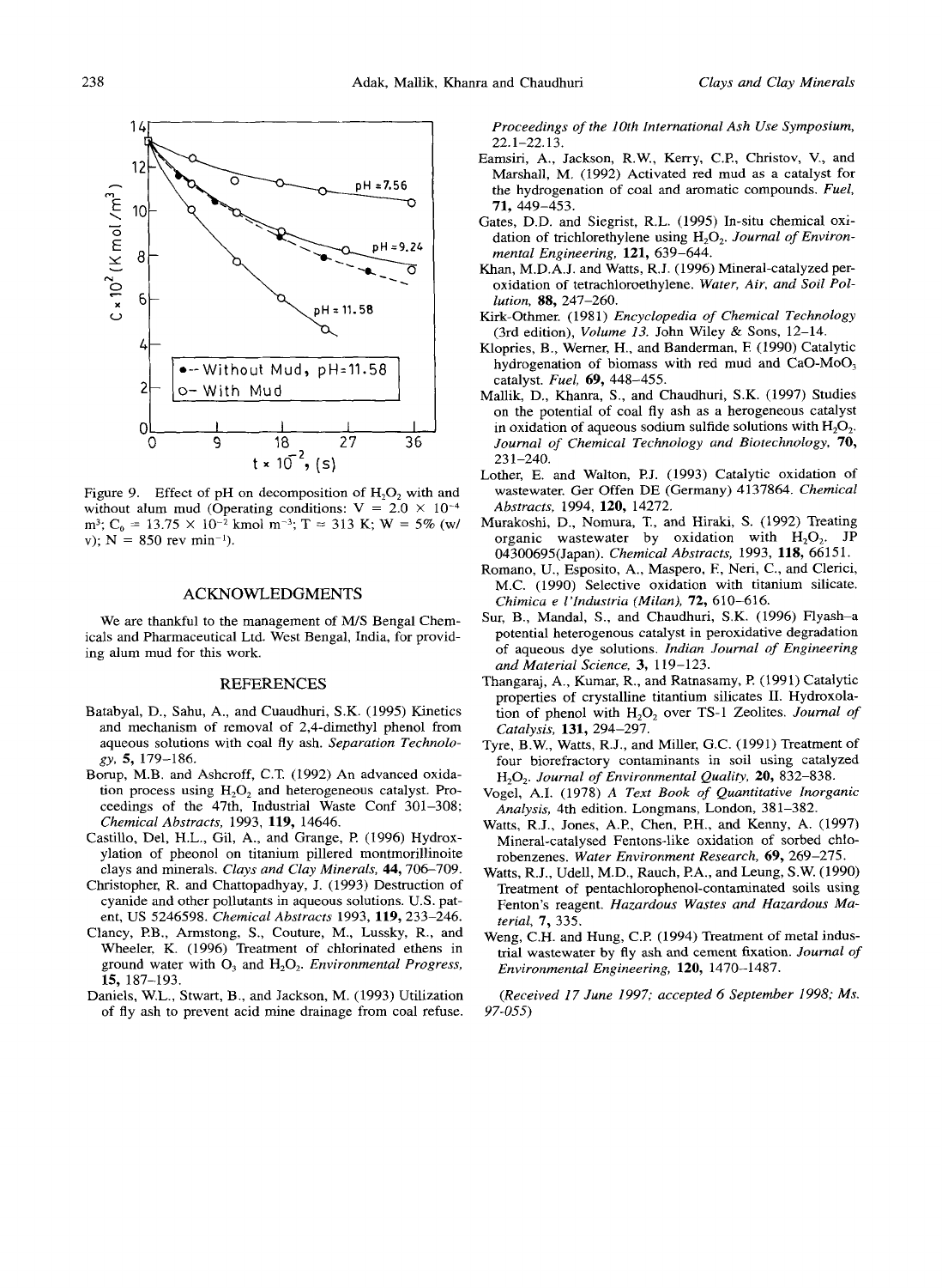14

12

10

8

6

4

2

0

pH = 7.56

pH = 9.24

pH = 11.58

•-- Without Mud, pH=11.58

o- With Mud

$C \times 10^2$ (K mol/m$^3$)

0 9 18 27 36

$t \times 10^{-2}$, (s)

Figure 9. Effect of pH on decomposition of $H_2O_2$ with and without alum mud (Operating conditions: $V = 2.0 \times 10^{-4}$ m$^3$; $C_0 = 13.75 \times 10^{-2}$ kmol m$^{-3}$; T = 313 K; W = 5% (w/v); N = 850 rev min$^{-1}$).

## ACKNOWLEDGMENTS

We are thankful to the management of M/S Bengal Chemicals and Pharmaceutical Ltd. West Bengal, India, for providing alum mud for this work.

## REFERENCES

Batabyal, D., Sahu, A., and Cuaudhuri, S.K. (1995) Kinetics and mechanism of removal of 2,4-dimethyl phenol from aqueous solutions with coal fly ash. *Separation Technology,* **5,** 179–186.

Borup, M.B. and Ashcroff, C.T. (1992) An advanced oxidation process using $H_2O_2$ and heterogeneous catalyst. Proceedings of the 47th, Industrial Waste Conf 301–308; *Chemical Abstracts,* 1993, **119,** 14646.

Castillo, Del, H.L., Gil, A., and Grange, P. (1996) Hydroxylation of pheonol on titanium pillered montmorillinoite clays and minerals. *Clays and Clay Minerals,* **44,** 706–709.

Christopher, R. and Chattopadhyay, J. (1993) Destruction of cyanide and other pollutants in aqueous solutions. U.S. patent, US 5246598. *Chemical Abstracts* 1993, **119,** 233–246.

Clancy, P.B., Armstong, S., Couture, M., Lussky, R., and Wheeler, K. (1996) Treatment of chlorinated ethens in ground water with $O_3$ and $H_2O_2$. *Environmental Progress,* **15,** 187–193.

Daniels, W.L., Stwart, B., and Jackson, M. (1993) Utilization of fly ash to prevent acid mine drainage from coal refuse. *Proceedings of the 10th International Ash Use Symposium,* 22.1–22.13.

Eamsiri, A., Jackson, R.W., Kerry, C.P., Christov, V., and Marshall, M. (1992) Activated red mud as a catalyst for the hydrogenation of coal and aromatic compounds. *Fuel,* **71,** 449–453.

Gates, D.D. and Siegrist, R.L. (1995) In-situ chemical oxidation of trichlorethylene using $H_2O_2$. *Journal of Environmental Engineering,* **121,** 639–644.

Khan, M.D.A.J. and Watts, R.J. (1996) Mineral-catalyzed peroxidation of tetrachloroethylene. *Water, Air, and Soil Pollution,* **88,** 247–260.

Kirk-Othmer. (1981) *Encyclopedia of Chemical Technology* (3rd edition), *Volume 13.* John Wiley & Sons, 12–14.

Klopries, B., Werner, H., and Banderman, F. (1990) Catalytic hydrogenation of biomass with red mud and CaO-MoO$_3$ catalyst. *Fuel,* **69,** 448–455.

Mallik, D., Khanra, S., and Chaudhuri, S.K. (1997) Studies on the potential of coal fly ash as a herogeneous catalyst in oxidation of aqueous sodium sulfide solutions with $H_2O_2$. *Journal of Chemical Technology and Biotechnology,* **70,** 231–240.

Lother, E. and Walton, P.J. (1993) Catalytic oxidation of wastewater. Ger Offen DE (Germany) 4137864. *Chemical Abstracts,* 1994, **120,** 14272.

Murakoshi, D., Nomura, T., and Hiraki, S. (1992) Treating organic wastewater by oxidation with $H_2O_2$. JP 04300695(Japan). *Chemical Abstracts,* 1993, **118,** 66151.

Romano, U., Esposito, A., Maspero, F., Neri, C., and Clerici, M.C. (1990) Selective oxidation with titanium silicate. *Chimica e l'Industria (Milan),* **72,** 610–616.

Sur, B., Mandal, S., and Chaudhuri, S.K. (1996) Flyash–a potential heterogenous catalyst in peroxidative degradation of aqueous dye solutions. *Indian Journal of Engineering and Material Science,* **3,** 119–123.

Thangaraj, A., Kumar, R., and Ratnasamy, P. (1991) Catalytic properties of crystalline titantium silicates II. Hydroxolation of phenol with $H_2O_2$ over TS-1 Zeolites. *Journal of Catalysis,* **131,** 294–297.

Tyre, B.W., Watts, R.J., and Miller, G.C. (1991) Treatment of four biorefractory contaminants in soil using catalyzed $H_2O_2$. *Journal of Environmental Quality,* **20,** 832–838.

Vogel, A.I. (1978) *A Text Book of Quantitative Inorganic Analysis,* 4th edition. Longmans, London, 381–382.

Watts, R.J., Jones, A.P., Chen, P.H., and Kenny, A. (1997) Mineral-catalysed Fentons-like oxidation of sorbed chlorobenzenes. *Water Environment Research,* **69,** 269–275.

Watts, R.J., Udell, M.D., Rauch, P.A., and Leung, S.W. (1990) Treatment of pentachlorophenol-contaminated soils using Fenton's reagent. *Hazardous Wastes and Hazardous Material,* **7,** 335.

Weng, C.H. and Hung, C.P. (1994) Treatment of metal industrial wastewater by fly ash and cement fixation. *Journal of Environmental Engineering,* **120,** 1470–1487.

*(Received 17 June 1997; accepted 6 September 1998; Ms. 97-055)*